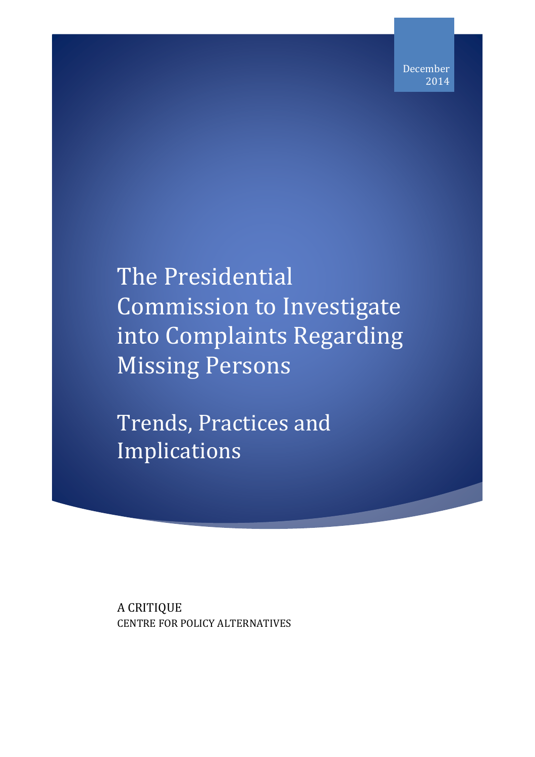December 2014

# The Presidential Commission to Investigate into Complaints Regarding Missing Persons

## Trends, Practices and Implications

A CRITIQUE

CENTRE FOR POLICY ALTERNATIVES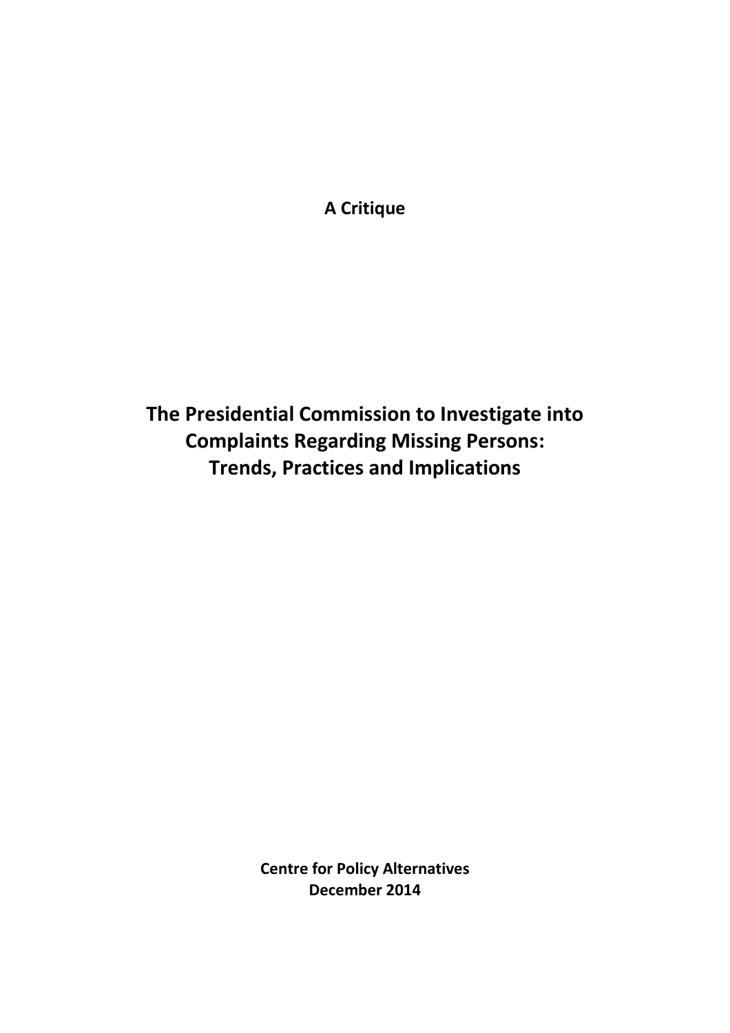**A Critique**

# The Presidential Commission to Investigate into Complaints Regarding Missing Persons: Trends, Practices and Implications

**Centre for Policy Alternatives**
**December 2014**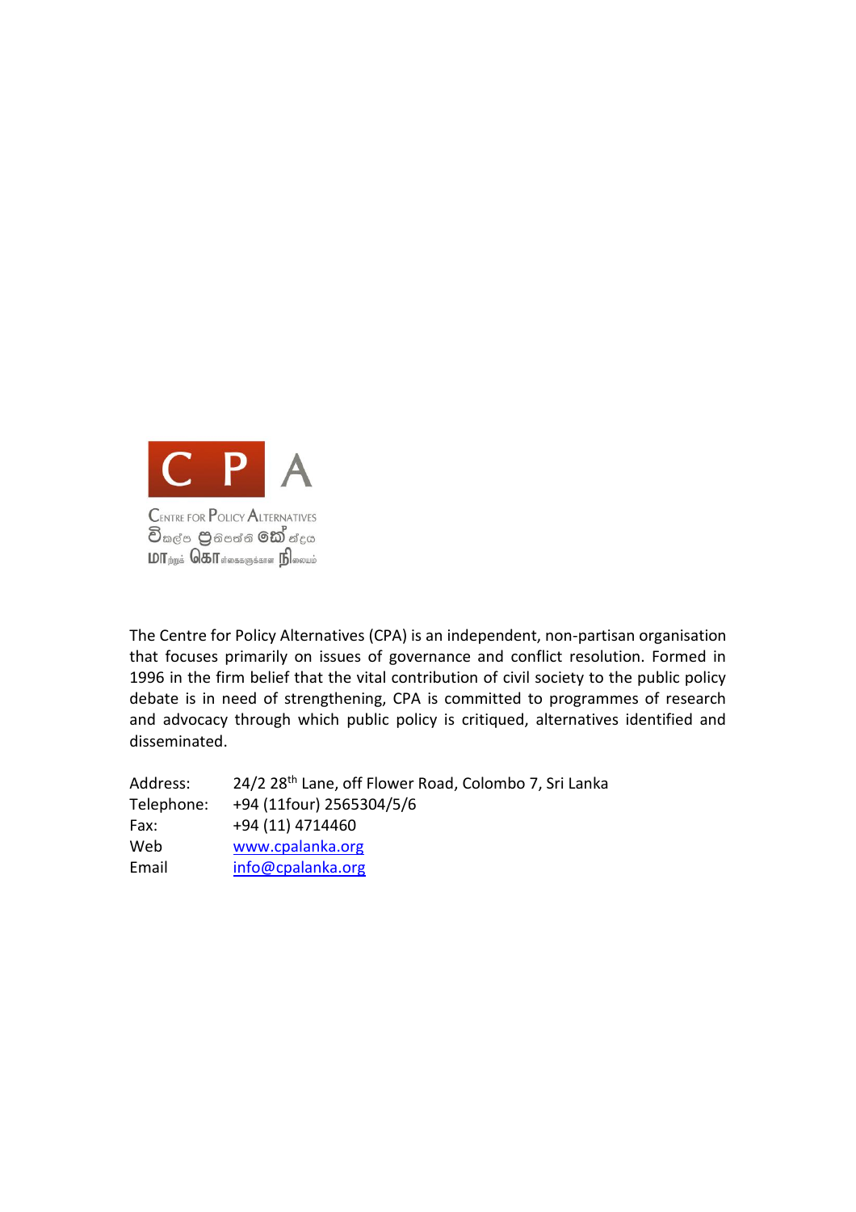CPA

Centre for Policy Alternatives

The Centre for Policy Alternatives (CPA) is an independent, non-partisan organisation that focuses primarily on issues of governance and conflict resolution. Formed in 1996 in the firm belief that the vital contribution of civil society to the public policy debate is in need of strengthening, CPA is committed to programmes of research and advocacy through which public policy is critiqued, alternatives identified and disseminated.

| | |
|---|---|
| Address: | 24/2 28th Lane, off Flower Road, Colombo 7, Sri Lanka |
| Telephone: | +94 (11four) 2565304/5/6 |
| Fax: | +94 (11) 4714460 |
| Web | www.cpalanka.org |
| Email | info@cpalanka.org |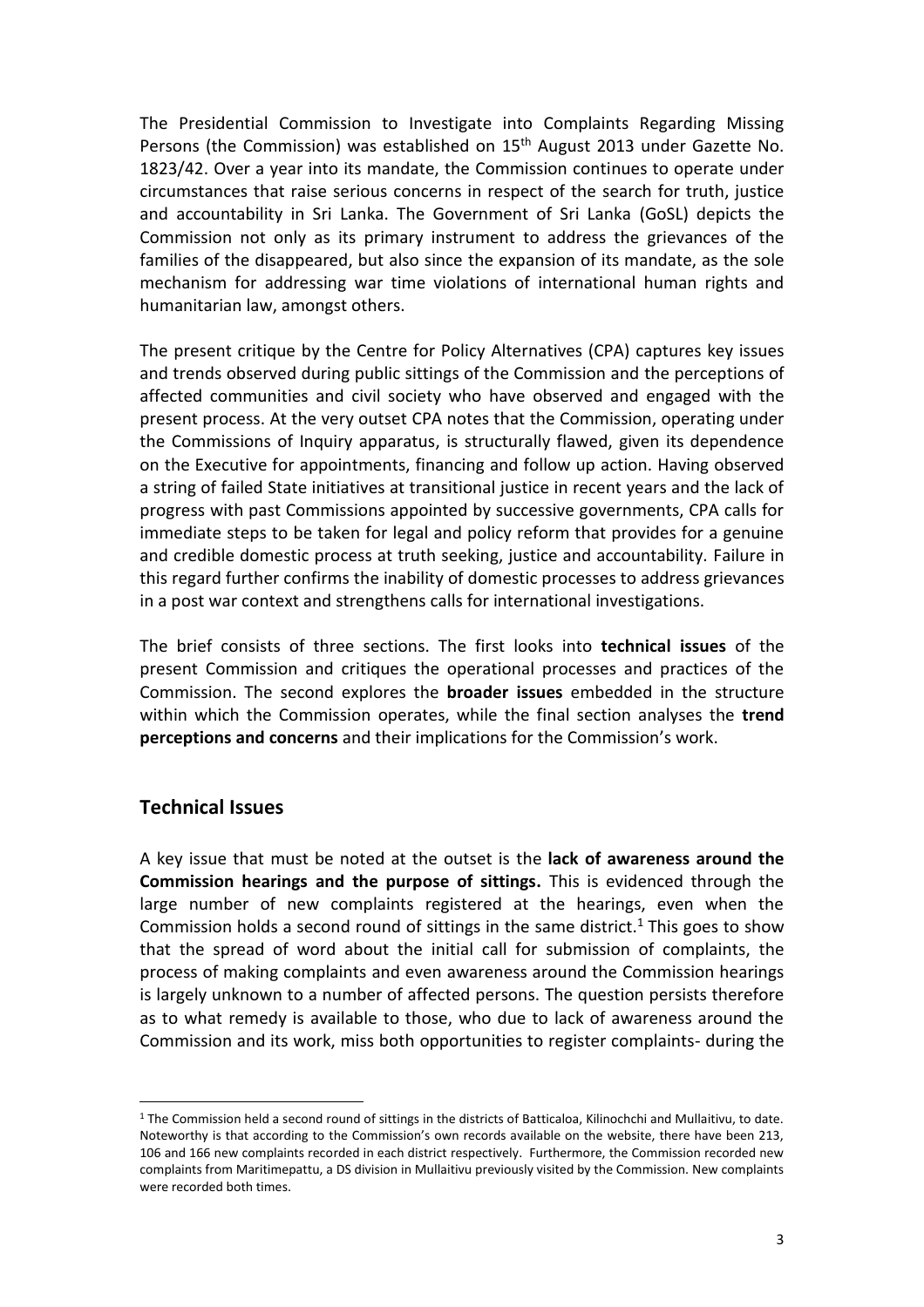The Presidential Commission to Investigate into Complaints Regarding Missing Persons (the Commission) was established on 15th August 2013 under Gazette No. 1823/42. Over a year into its mandate, the Commission continues to operate under circumstances that raise serious concerns in respect of the search for truth, justice and accountability in Sri Lanka. The Government of Sri Lanka (GoSL) depicts the Commission not only as its primary instrument to address the grievances of the families of the disappeared, but also since the expansion of its mandate, as the sole mechanism for addressing war time violations of international human rights and humanitarian law, amongst others.

The present critique by the Centre for Policy Alternatives (CPA) captures key issues and trends observed during public sittings of the Commission and the perceptions of affected communities and civil society who have observed and engaged with the present process. At the very outset CPA notes that the Commission, operating under the Commissions of Inquiry apparatus, is structurally flawed, given its dependence on the Executive for appointments, financing and follow up action. Having observed a string of failed State initiatives at transitional justice in recent years and the lack of progress with past Commissions appointed by successive governments, CPA calls for immediate steps to be taken for legal and policy reform that provides for a genuine and credible domestic process at truth seeking, justice and accountability. Failure in this regard further confirms the inability of domestic processes to address grievances in a post war context and strengthens calls for international investigations.

The brief consists of three sections. The first looks into **technical issues** of the present Commission and critiques the operational processes and practices of the Commission. The second explores the **broader issues** embedded in the structure within which the Commission operates, while the final section analyses the **trend perceptions and concerns** and their implications for the Commission's work.

## Technical Issues

A key issue that must be noted at the outset is the **lack of awareness around the Commission hearings and the purpose of sittings.** This is evidenced through the large number of new complaints registered at the hearings, even when the Commission holds a second round of sittings in the same district.[1] This goes to show that the spread of word about the initial call for submission of complaints, the process of making complaints and even awareness around the Commission hearings is largely unknown to a number of affected persons. The question persists therefore as to what remedy is available to those, who due to lack of awareness around the Commission and its work, miss both opportunities to register complaints- during the

---

[1] The Commission held a second round of sittings in the districts of Batticaloa, Kilinochchi and Mullaitivu, to date. Noteworthy is that according to the Commission's own records available on the website, there have been 213, 106 and 166 new complaints recorded in each district respectively. Furthermore, the Commission recorded new complaints from Maritimepattu, a DS division in Mullaitivu previously visited by the Commission. New complaints were recorded both times.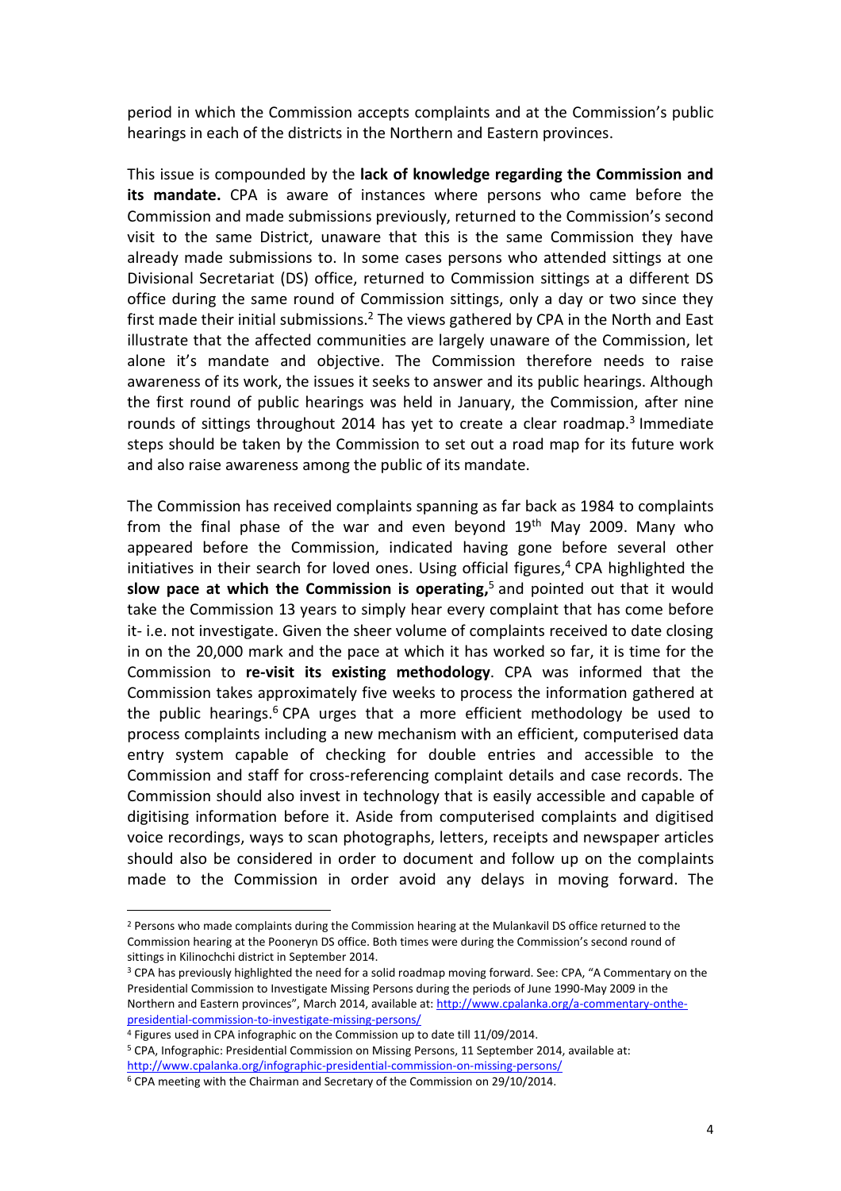period in which the Commission accepts complaints and at the Commission's public hearings in each of the districts in the Northern and Eastern provinces.

This issue is compounded by the **lack of knowledge regarding the Commission and its mandate.** CPA is aware of instances where persons who came before the Commission and made submissions previously, returned to the Commission's second visit to the same District, unaware that this is the same Commission they have already made submissions to. In some cases persons who attended sittings at one Divisional Secretariat (DS) office, returned to Commission sittings at a different DS office during the same round of Commission sittings, only a day or two since they first made their initial submissions.[2] The views gathered by CPA in the North and East illustrate that the affected communities are largely unaware of the Commission, let alone it's mandate and objective. The Commission therefore needs to raise awareness of its work, the issues it seeks to answer and its public hearings. Although the first round of public hearings was held in January, the Commission, after nine rounds of sittings throughout 2014 has yet to create a clear roadmap.[3] Immediate steps should be taken by the Commission to set out a road map for its future work and also raise awareness among the public of its mandate.

The Commission has received complaints spanning as far back as 1984 to complaints from the final phase of the war and even beyond 19th May 2009. Many who appeared before the Commission, indicated having gone before several other initiatives in their search for loved ones. Using official figures,[4] CPA highlighted the **slow pace at which the Commission is operating,**[5] and pointed out that it would take the Commission 13 years to simply hear every complaint that has come before it- i.e. not investigate. Given the sheer volume of complaints received to date closing in on the 20,000 mark and the pace at which it has worked so far, it is time for the Commission to **re-visit its existing methodology**. CPA was informed that the Commission takes approximately five weeks to process the information gathered at the public hearings.[6] CPA urges that a more efficient methodology be used to process complaints including a new mechanism with an efficient, computerised data entry system capable of checking for double entries and accessible to the Commission and staff for cross-referencing complaint details and case records. The Commission should also invest in technology that is easily accessible and capable of digitising information before it. Aside from computerised complaints and digitised voice recordings, ways to scan photographs, letters, receipts and newspaper articles should also be considered in order to document and follow up on the complaints made to the Commission in order avoid any delays in moving forward. The

---

[2] Persons who made complaints during the Commission hearing at the Mulankavil DS office returned to the Commission hearing at the Pooneryn DS office. Both times were during the Commission's second round of sittings in Kilinochchi district in September 2014.

[3] CPA has previously highlighted the need for a solid roadmap moving forward. See: CPA, "A Commentary on the Presidential Commission to Investigate Missing Persons during the periods of June 1990-May 2009 in the Northern and Eastern provinces", March 2014, available at: http://www.cpalanka.org/a-commentary-onthe-presidential-commission-to-investigate-missing-persons/

[4] Figures used in CPA infographic on the Commission up to date till 11/09/2014.

[5] CPA, Infographic: Presidential Commission on Missing Persons, 11 September 2014, available at: http://www.cpalanka.org/infographic-presidential-commission-on-missing-persons/

[6] CPA meeting with the Chairman and Secretary of the Commission on 29/10/2014.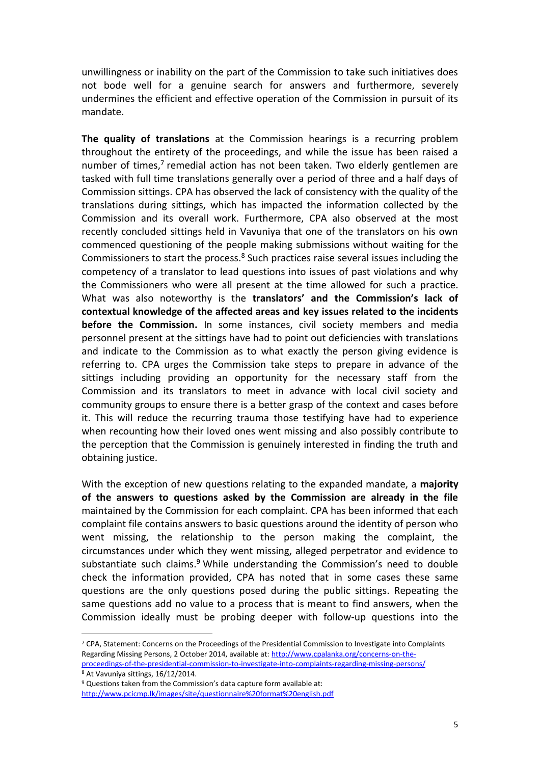unwillingness or inability on the part of the Commission to take such initiatives does not bode well for a genuine search for answers and furthermore, severely undermines the efficient and effective operation of the Commission in pursuit of its mandate.

**The quality of translations** at the Commission hearings is a recurring problem throughout the entirety of the proceedings, and while the issue has been raised a number of times,[7] remedial action has not been taken. Two elderly gentlemen are tasked with full time translations generally over a period of three and a half days of Commission sittings. CPA has observed the lack of consistency with the quality of the translations during sittings, which has impacted the information collected by the Commission and its overall work. Furthermore, CPA also observed at the most recently concluded sittings held in Vavuniya that one of the translators on his own commenced questioning of the people making submissions without waiting for the Commissioners to start the process.[8] Such practices raise several issues including the competency of a translator to lead questions into issues of past violations and why the Commissioners who were all present at the time allowed for such a practice. What was also noteworthy is the **translators' and the Commission's lack of contextual knowledge of the affected areas and key issues related to the incidents before the Commission.** In some instances, civil society members and media personnel present at the sittings have had to point out deficiencies with translations and indicate to the Commission as to what exactly the person giving evidence is referring to. CPA urges the Commission take steps to prepare in advance of the sittings including providing an opportunity for the necessary staff from the Commission and its translators to meet in advance with local civil society and community groups to ensure there is a better grasp of the context and cases before it. This will reduce the recurring trauma those testifying have had to experience when recounting how their loved ones went missing and also possibly contribute to the perception that the Commission is genuinely interested in finding the truth and obtaining justice.

With the exception of new questions relating to the expanded mandate, a **majority of the answers to questions asked by the Commission are already in the file** maintained by the Commission for each complaint. CPA has been informed that each complaint file contains answers to basic questions around the identity of person who went missing, the relationship to the person making the complaint, the circumstances under which they went missing, alleged perpetrator and evidence to substantiate such claims.[9] While understanding the Commission's need to double check the information provided, CPA has noted that in some cases these same questions are the only questions posed during the public sittings. Repeating the same questions add no value to a process that is meant to find answers, when the Commission ideally must be probing deeper with follow-up questions into the

---

[7] CPA, Statement: Concerns on the Proceedings of the Presidential Commission to Investigate into Complaints Regarding Missing Persons, 2 October 2014, available at: http://www.cpalanka.org/concerns-on-the-proceedings-of-the-presidential-commission-to-investigate-into-complaints-regarding-missing-persons/

[8] At Vavuniya sittings, 16/12/2014.

[9] Questions taken from the Commission's data capture form available at: http://www.pcicmp.lk/images/site/questionnaire%20format%20english.pdf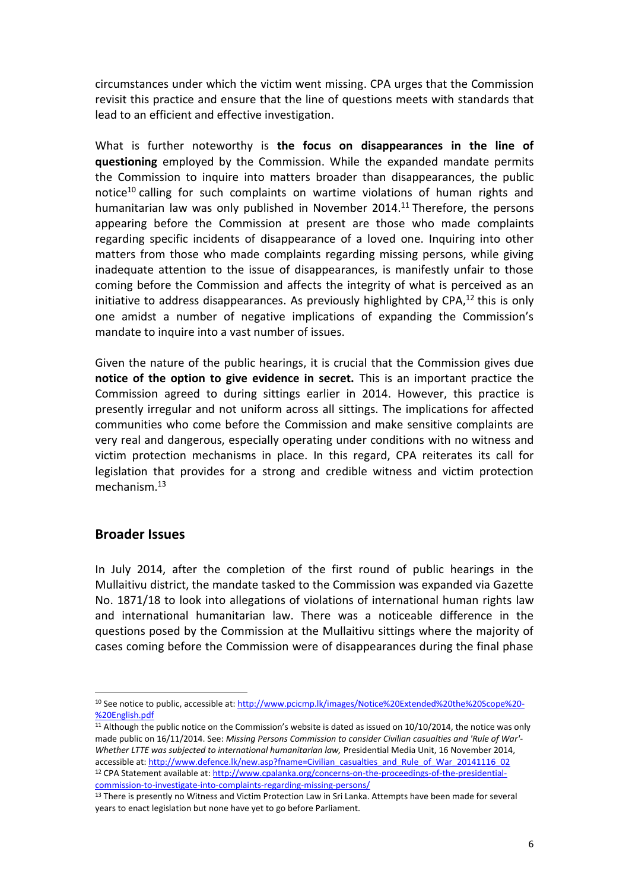circumstances under which the victim went missing. CPA urges that the Commission revisit this practice and ensure that the line of questions meets with standards that lead to an efficient and effective investigation.

What is further noteworthy is **the focus on disappearances in the line of questioning** employed by the Commission. While the expanded mandate permits the Commission to inquire into matters broader than disappearances, the public notice[10] calling for such complaints on wartime violations of human rights and humanitarian law was only published in November 2014.[11] Therefore, the persons appearing before the Commission at present are those who made complaints regarding specific incidents of disappearance of a loved one. Inquiring into other matters from those who made complaints regarding missing persons, while giving inadequate attention to the issue of disappearances, is manifestly unfair to those coming before the Commission and affects the integrity of what is perceived as an initiative to address disappearances. As previously highlighted by CPA,[12] this is only one amidst a number of negative implications of expanding the Commission's mandate to inquire into a vast number of issues.

Given the nature of the public hearings, it is crucial that the Commission gives due **notice of the option to give evidence in secret.** This is an important practice the Commission agreed to during sittings earlier in 2014. However, this practice is presently irregular and not uniform across all sittings. The implications for affected communities who come before the Commission and make sensitive complaints are very real and dangerous, especially operating under conditions with no witness and victim protection mechanisms in place. In this regard, CPA reiterates its call for legislation that provides for a strong and credible witness and victim protection mechanism.[13]

## Broader Issues

In July 2014, after the completion of the first round of public hearings in the Mullaitivu district, the mandate tasked to the Commission was expanded via Gazette No. 1871/18 to look into allegations of violations of international human rights law and international humanitarian law. There was a noticeable difference in the questions posed by the Commission at the Mullaitivu sittings where the majority of cases coming before the Commission were of disappearances during the final phase

---

[10] See notice to public, accessible at: http://www.pcicmp.lk/images/Notice%20Extended%20the%20Scope%20-%20English.pdf

[11] Although the public notice on the Commission's website is dated as issued on 10/10/2014, the notice was only made public on 16/11/2014. See: *Missing Persons Commission to consider Civilian casualties and 'Rule of War'- Whether LTTE was subjected to international humanitarian law,* Presidential Media Unit, 16 November 2014, accessible at: http://www.defence.lk/new.asp?fname=Civilian_casualties_and_Rule_of_War_20141116_02

[12] CPA Statement available at: http://www.cpalanka.org/concerns-on-the-proceedings-of-the-presidential-commission-to-investigate-into-complaints-regarding-missing-persons/

[13] There is presently no Witness and Victim Protection Law in Sri Lanka. Attempts have been made for several years to enact legislation but none have yet to go before Parliament.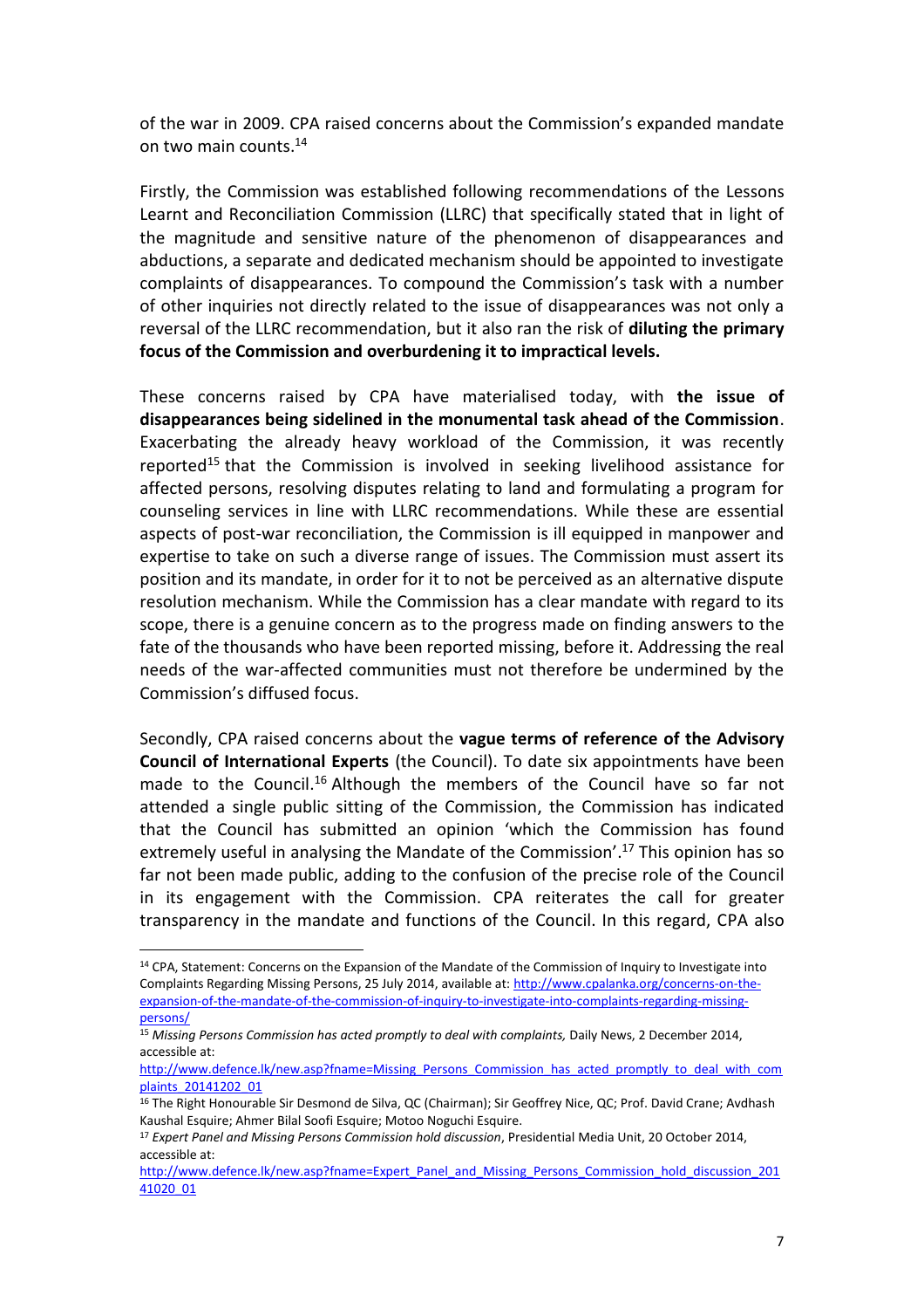of the war in 2009. CPA raised concerns about the Commission's expanded mandate on two main counts.[14]

Firstly, the Commission was established following recommendations of the Lessons Learnt and Reconciliation Commission (LLRC) that specifically stated that in light of the magnitude and sensitive nature of the phenomenon of disappearances and abductions, a separate and dedicated mechanism should be appointed to investigate complaints of disappearances. To compound the Commission's task with a number of other inquiries not directly related to the issue of disappearances was not only a reversal of the LLRC recommendation, but it also ran the risk of **diluting the primary focus of the Commission and overburdening it to impractical levels.**

These concerns raised by CPA have materialised today, with **the issue of disappearances being sidelined in the monumental task ahead of the Commission**. Exacerbating the already heavy workload of the Commission, it was recently reported[15] that the Commission is involved in seeking livelihood assistance for affected persons, resolving disputes relating to land and formulating a program for counseling services in line with LLRC recommendations. While these are essential aspects of post-war reconciliation, the Commission is ill equipped in manpower and expertise to take on such a diverse range of issues. The Commission must assert its position and its mandate, in order for it to not be perceived as an alternative dispute resolution mechanism. While the Commission has a clear mandate with regard to its scope, there is a genuine concern as to the progress made on finding answers to the fate of the thousands who have been reported missing, before it. Addressing the real needs of the war-affected communities must not therefore be undermined by the Commission's diffused focus.

Secondly, CPA raised concerns about the **vague terms of reference of the Advisory Council of International Experts** (the Council). To date six appointments have been made to the Council.[16] Although the members of the Council have so far not attended a single public sitting of the Commission, the Commission has indicated that the Council has submitted an opinion 'which the Commission has found extremely useful in analysing the Mandate of the Commission'.[17] This opinion has so far not been made public, adding to the confusion of the precise role of the Council in its engagement with the Commission. CPA reiterates the call for greater transparency in the mandate and functions of the Council. In this regard, CPA also

---

[14] CPA, Statement: Concerns on the Expansion of the Mandate of the Commission of Inquiry to Investigate into Complaints Regarding Missing Persons, 25 July 2014, available at: http://www.cpalanka.org/concerns-on-the-expansion-of-the-mandate-of-the-commission-of-inquiry-to-investigate-into-complaints-regarding-missing-persons/

[15] *Missing Persons Commission has acted promptly to deal with complaints,* Daily News, 2 December 2014, accessible at: http://www.defence.lk/new.asp?fname=Missing_Persons_Commission_has_acted_promptly_to_deal_with_complaints_20141202_01

[16] The Right Honourable Sir Desmond de Silva, QC (Chairman); Sir Geoffrey Nice, QC; Prof. David Crane; Avdhash Kaushal Esquire; Ahmer Bilal Soofi Esquire; Motoo Noguchi Esquire.

[17] *Expert Panel and Missing Persons Commission hold discussion*, Presidential Media Unit, 20 October 2014, accessible at: http://www.defence.lk/new.asp?fname=Expert_Panel_and_Missing_Persons_Commission_hold_discussion_20141020_01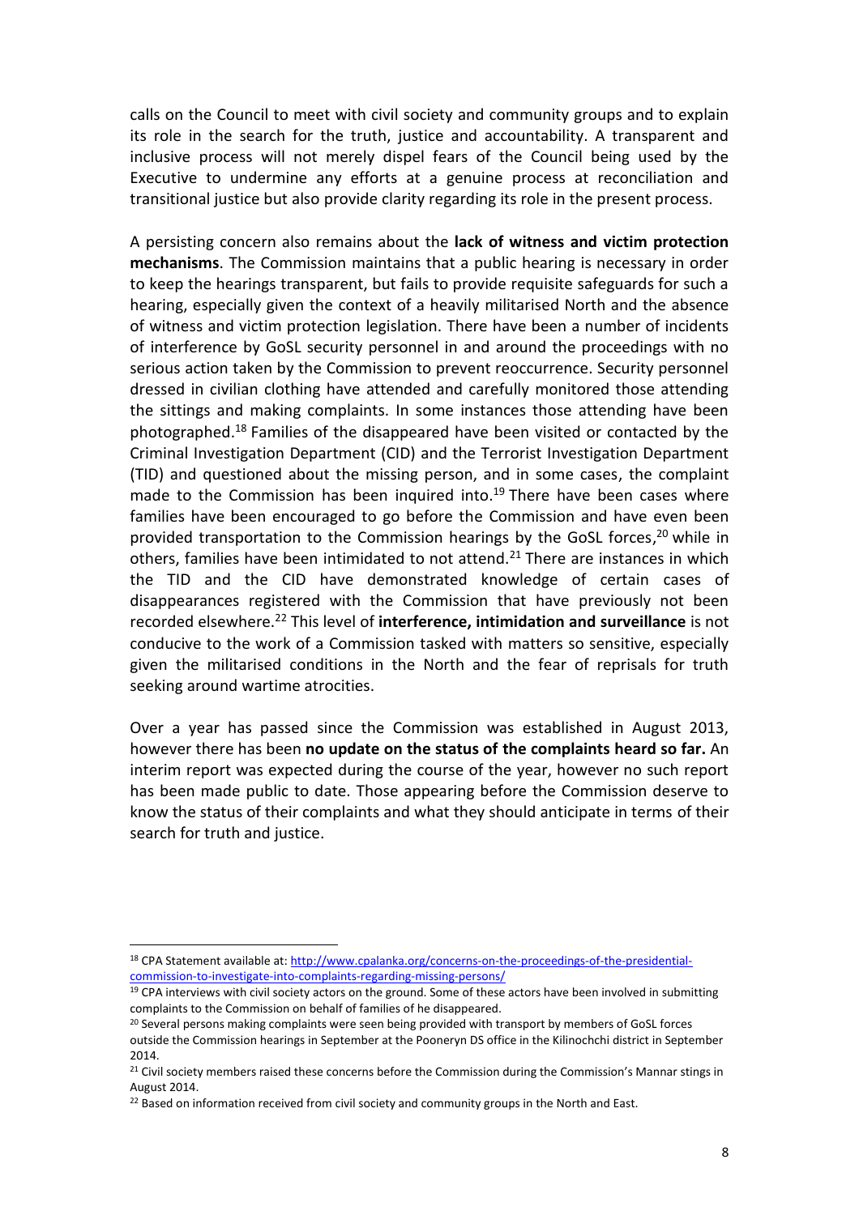calls on the Council to meet with civil society and community groups and to explain its role in the search for the truth, justice and accountability. A transparent and inclusive process will not merely dispel fears of the Council being used by the Executive to undermine any efforts at a genuine process at reconciliation and transitional justice but also provide clarity regarding its role in the present process.

A persisting concern also remains about the **lack of witness and victim protection mechanisms**. The Commission maintains that a public hearing is necessary in order to keep the hearings transparent, but fails to provide requisite safeguards for such a hearing, especially given the context of a heavily militarised North and the absence of witness and victim protection legislation. There have been a number of incidents of interference by GoSL security personnel in and around the proceedings with no serious action taken by the Commission to prevent reoccurrence. Security personnel dressed in civilian clothing have attended and carefully monitored those attending the sittings and making complaints. In some instances those attending have been photographed.[18] Families of the disappeared have been visited or contacted by the Criminal Investigation Department (CID) and the Terrorist Investigation Department (TID) and questioned about the missing person, and in some cases, the complaint made to the Commission has been inquired into.[19] There have been cases where families have been encouraged to go before the Commission and have even been provided transportation to the Commission hearings by the GoSL forces,[20] while in others, families have been intimidated to not attend.[21] There are instances in which the TID and the CID have demonstrated knowledge of certain cases of disappearances registered with the Commission that have previously not been recorded elsewhere.[22] This level of **interference, intimidation and surveillance** is not conducive to the work of a Commission tasked with matters so sensitive, especially given the militarised conditions in the North and the fear of reprisals for truth seeking around wartime atrocities.

Over a year has passed since the Commission was established in August 2013, however there has been **no update on the status of the complaints heard so far.** An interim report was expected during the course of the year, however no such report has been made public to date. Those appearing before the Commission deserve to know the status of their complaints and what they should anticipate in terms of their search for truth and justice.

---

[18] CPA Statement available at: http://www.cpalanka.org/concerns-on-the-proceedings-of-the-presidential-commission-to-investigate-into-complaints-regarding-missing-persons/

[19] CPA interviews with civil society actors on the ground. Some of these actors have been involved in submitting complaints to the Commission on behalf of families of he disappeared.

[20] Several persons making complaints were seen being provided with transport by members of GoSL forces outside the Commission hearings in September at the Pooneryn DS office in the Kilinochchi district in September 2014.

[21] Civil society members raised these concerns before the Commission during the Commission's Mannar stings in August 2014.

[22] Based on information received from civil society and community groups in the North and East.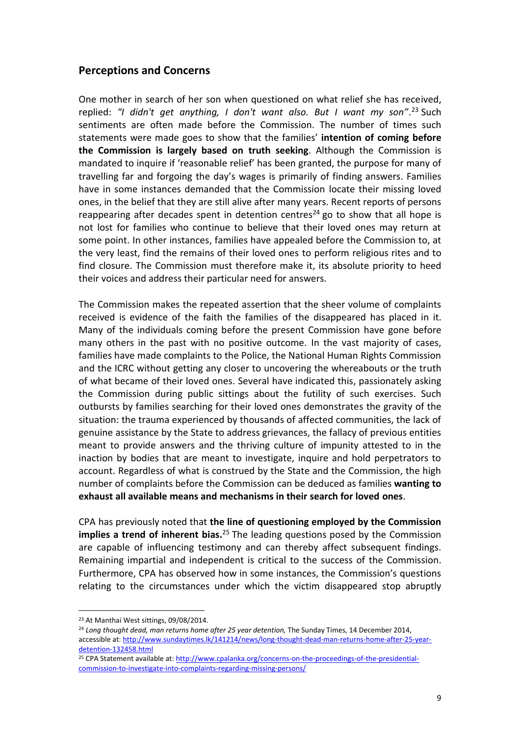## Perceptions and Concerns

One mother in search of her son when questioned on what relief she has received, replied: *"I didn't get anything, I don't want also. But I want my son"*.[23] Such sentiments are often made before the Commission. The number of times such statements were made goes to show that the families' **intention of coming before the Commission is largely based on truth seeking**. Although the Commission is mandated to inquire if 'reasonable relief' has been granted, the purpose for many of travelling far and forgoing the day's wages is primarily of finding answers. Families have in some instances demanded that the Commission locate their missing loved ones, in the belief that they are still alive after many years. Recent reports of persons reappearing after decades spent in detention centres[24] go to show that all hope is not lost for families who continue to believe that their loved ones may return at some point. In other instances, families have appealed before the Commission to, at the very least, find the remains of their loved ones to perform religious rites and to find closure. The Commission must therefore make it, its absolute priority to heed their voices and address their particular need for answers.

The Commission makes the repeated assertion that the sheer volume of complaints received is evidence of the faith the families of the disappeared has placed in it. Many of the individuals coming before the present Commission have gone before many others in the past with no positive outcome. In the vast majority of cases, families have made complaints to the Police, the National Human Rights Commission and the ICRC without getting any closer to uncovering the whereabouts or the truth of what became of their loved ones. Several have indicated this, passionately asking the Commission during public sittings about the futility of such exercises. Such outbursts by families searching for their loved ones demonstrates the gravity of the situation: the trauma experienced by thousands of affected communities, the lack of genuine assistance by the State to address grievances, the fallacy of previous entities meant to provide answers and the thriving culture of impunity attested to in the inaction by bodies that are meant to investigate, inquire and hold perpetrators to account. Regardless of what is construed by the State and the Commission, the high number of complaints before the Commission can be deduced as families **wanting to exhaust all available means and mechanisms in their search for loved ones**.

CPA has previously noted that **the line of questioning employed by the Commission implies a trend of inherent bias.**[25] The leading questions posed by the Commission are capable of influencing testimony and can thereby affect subsequent findings. Remaining impartial and independent is critical to the success of the Commission. Furthermore, CPA has observed how in some instances, the Commission's questions relating to the circumstances under which the victim disappeared stop abruptly

---

[23] At Manthai West sittings, 09/08/2014.

[24] *Long thought dead, man returns home after 25 year detention,* The Sunday Times, 14 December 2014, accessible at: http://www.sundaytimes.lk/141214/news/long-thought-dead-man-returns-home-after-25-year-detention-132458.html

[25] CPA Statement available at: http://www.cpalanka.org/concerns-on-the-proceedings-of-the-presidential-commission-to-investigate-into-complaints-regarding-missing-persons/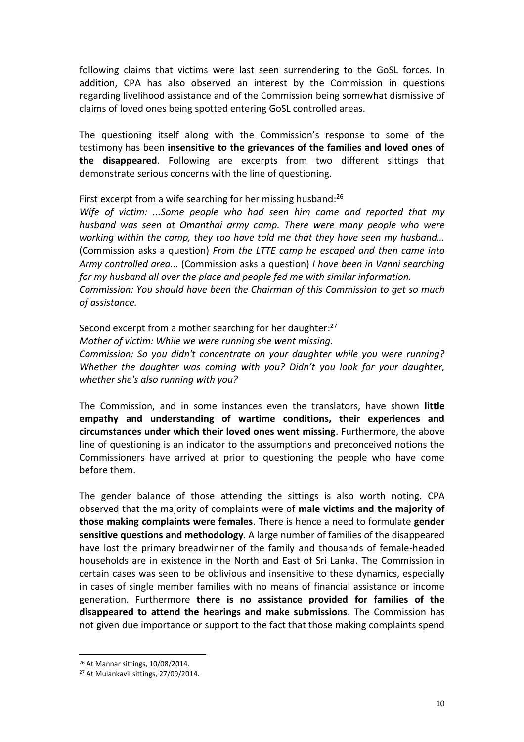following claims that victims were last seen surrendering to the GoSL forces. In addition, CPA has also observed an interest by the Commission in questions regarding livelihood assistance and of the Commission being somewhat dismissive of claims of loved ones being spotted entering GoSL controlled areas.

The questioning itself along with the Commission's response to some of the testimony has been **insensitive to the grievances of the families and loved ones of the disappeared**. Following are excerpts from two different sittings that demonstrate serious concerns with the line of questioning.

First excerpt from a wife searching for her missing husband:[26]

*Wife of victim: ...Some people who had seen him came and reported that my husband was seen at Omanthai army camp. There were many people who were working within the camp, they too have told me that they have seen my husband…* (Commission asks a question) *From the LTTE camp he escaped and then came into Army controlled area...* (Commission asks a question) *I have been in Vanni searching for my husband all over the place and people fed me with similar information.*

*Commission: You should have been the Chairman of this Commission to get so much of assistance.*

Second excerpt from a mother searching for her daughter:[27]

*Mother of victim: While we were running she went missing.*

*Commission: So you didn't concentrate on your daughter while you were running? Whether the daughter was coming with you? Didn't you look for your daughter, whether she's also running with you?*

The Commission, and in some instances even the translators, have shown **little empathy and understanding of wartime conditions, their experiences and circumstances under which their loved ones went missing**. Furthermore, the above line of questioning is an indicator to the assumptions and preconceived notions the Commissioners have arrived at prior to questioning the people who have come before them.

The gender balance of those attending the sittings is also worth noting. CPA observed that the majority of complaints were of **male victims and the majority of those making complaints were females**. There is hence a need to formulate **gender sensitive questions and methodology**. A large number of families of the disappeared have lost the primary breadwinner of the family and thousands of female-headed households are in existence in the North and East of Sri Lanka. The Commission in certain cases was seen to be oblivious and insensitive to these dynamics, especially in cases of single member families with no means of financial assistance or income generation. Furthermore **there is no assistance provided for families of the disappeared to attend the hearings and make submissions**. The Commission has not given due importance or support to the fact that those making complaints spend

---

[26] At Mannar sittings, 10/08/2014.

[27] At Mulankavil sittings, 27/09/2014.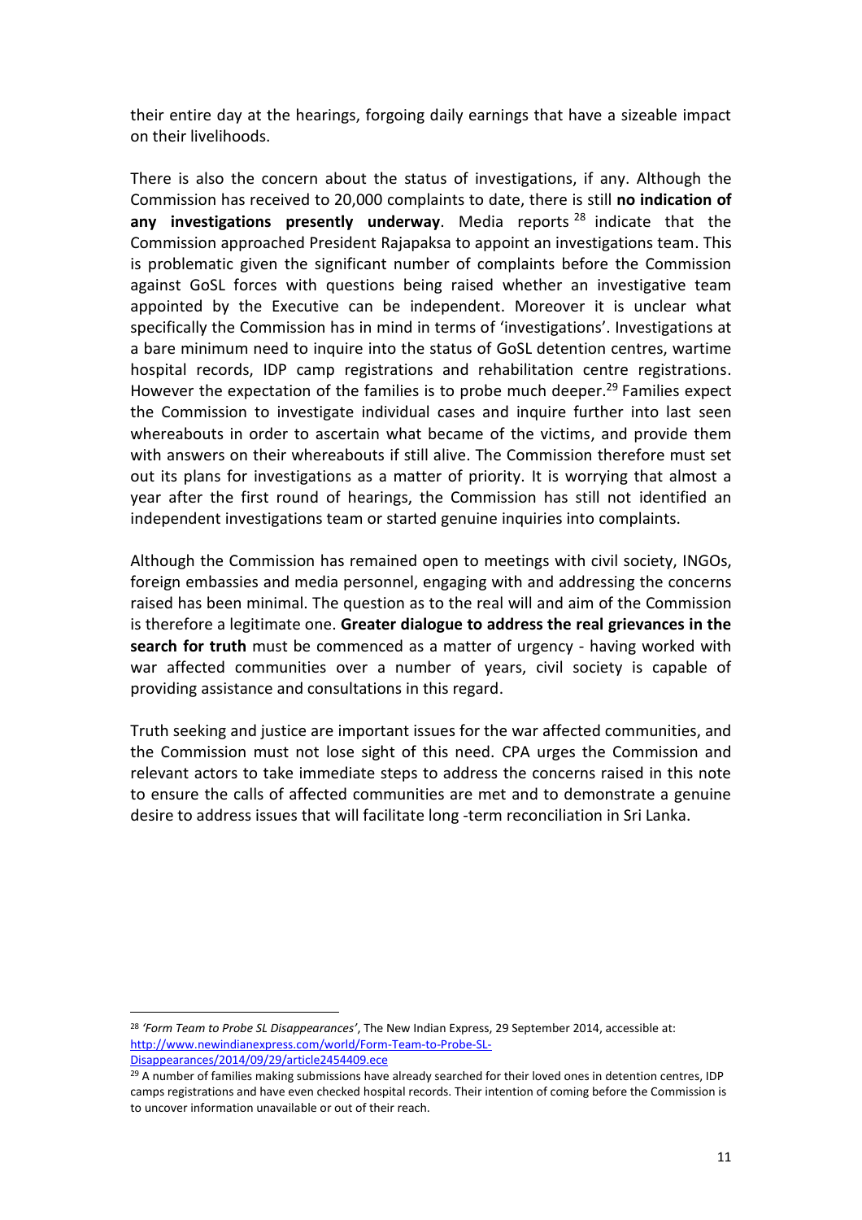their entire day at the hearings, forgoing daily earnings that have a sizeable impact on their livelihoods.

There is also the concern about the status of investigations, if any. Although the Commission has received to 20,000 complaints to date, there is still **no indication of any investigations presently underway**. Media reports [28] indicate that the Commission approached President Rajapaksa to appoint an investigations team. This is problematic given the significant number of complaints before the Commission against GoSL forces with questions being raised whether an investigative team appointed by the Executive can be independent. Moreover it is unclear what specifically the Commission has in mind in terms of 'investigations'. Investigations at a bare minimum need to inquire into the status of GoSL detention centres, wartime hospital records, IDP camp registrations and rehabilitation centre registrations. However the expectation of the families is to probe much deeper.[29] Families expect the Commission to investigate individual cases and inquire further into last seen whereabouts in order to ascertain what became of the victims, and provide them with answers on their whereabouts if still alive. The Commission therefore must set out its plans for investigations as a matter of priority. It is worrying that almost a year after the first round of hearings, the Commission has still not identified an independent investigations team or started genuine inquiries into complaints.

Although the Commission has remained open to meetings with civil society, INGOs, foreign embassies and media personnel, engaging with and addressing the concerns raised has been minimal. The question as to the real will and aim of the Commission is therefore a legitimate one. **Greater dialogue to address the real grievances in the search for truth** must be commenced as a matter of urgency - having worked with war affected communities over a number of years, civil society is capable of providing assistance and consultations in this regard.

Truth seeking and justice are important issues for the war affected communities, and the Commission must not lose sight of this need. CPA urges the Commission and relevant actors to take immediate steps to address the concerns raised in this note to ensure the calls of affected communities are met and to demonstrate a genuine desire to address issues that will facilitate long -term reconciliation in Sri Lanka.

---

[28] *'Form Team to Probe SL Disappearances'*, The New Indian Express, 29 September 2014, accessible at: http://www.newindianexpress.com/world/Form-Team-to-Probe-SL-Disappearances/2014/09/29/article2454409.ece

[29] A number of families making submissions have already searched for their loved ones in detention centres, IDP camps registrations and have even checked hospital records. Their intention of coming before the Commission is to uncover information unavailable or out of their reach.